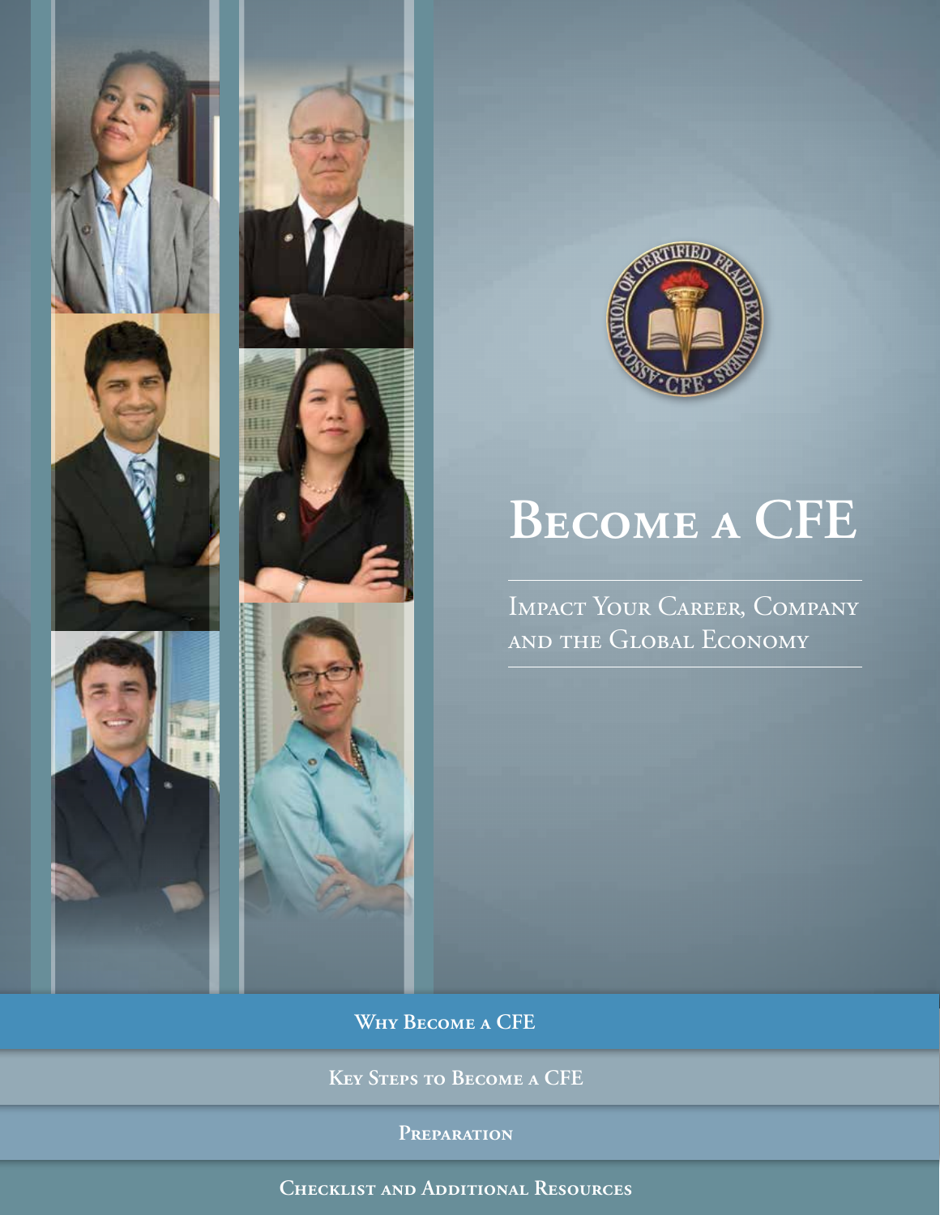# Become a CFE

## Impact Your Career, Company and the Global Economy

**Why Become a CFE**

**Key Steps to Become a CFE**

**Preparation**

**Checklist and Additional Resources**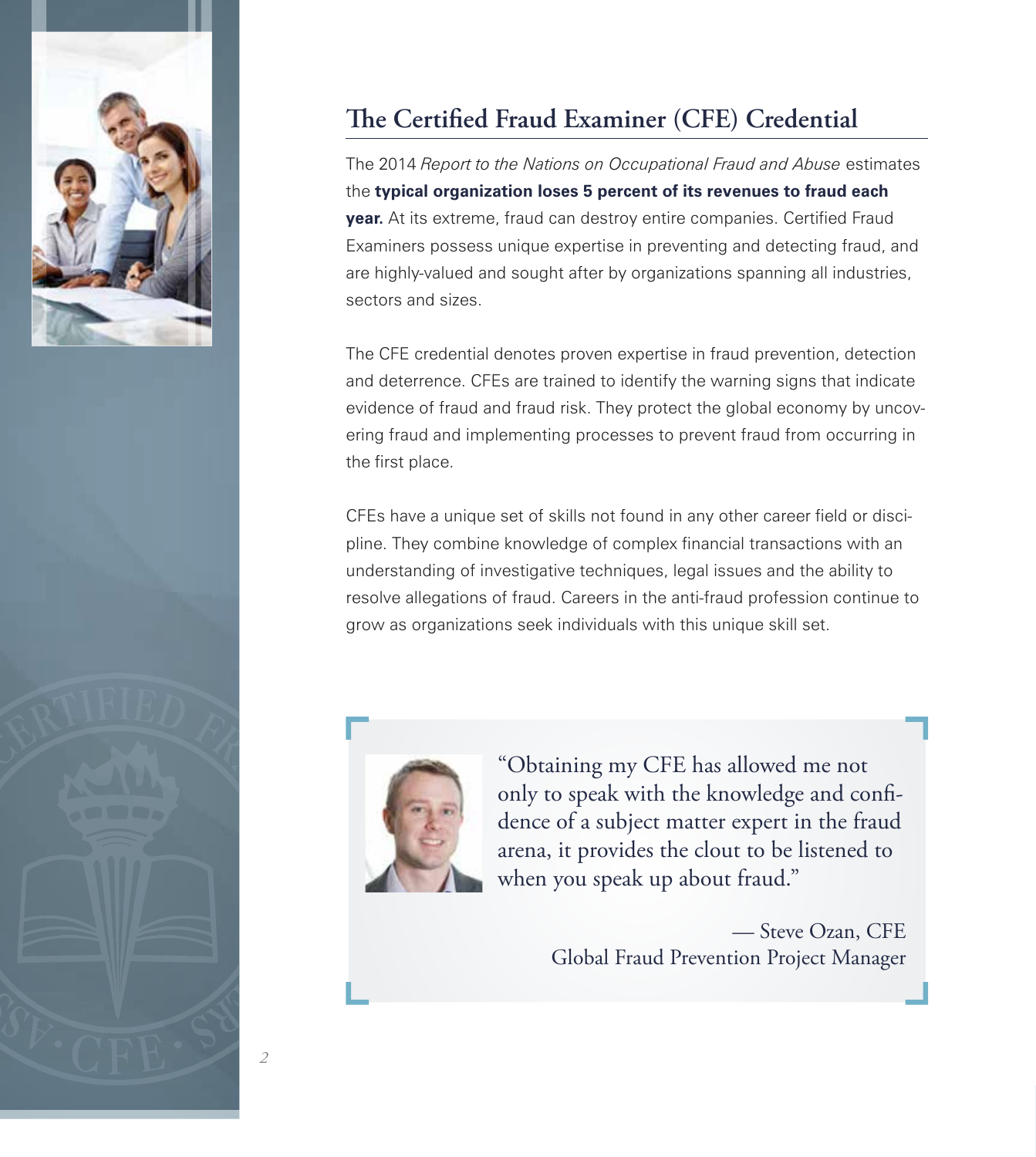## The Certified Fraud Examiner (CFE) Credential

The 2014 *Report to the Nations on Occupational Fraud and Abuse* estimates the **typical organization loses 5 percent of its revenues to fraud each year.** At its extreme, fraud can destroy entire companies. Certified Fraud Examiners possess unique expertise in preventing and detecting fraud, and are highly-valued and sought after by organizations spanning all industries, sectors and sizes.

The CFE credential denotes proven expertise in fraud prevention, detection and deterrence. CFEs are trained to identify the warning signs that indicate evidence of fraud and fraud risk. They protect the global economy by uncovering fraud and implementing processes to prevent fraud from occurring in the first place.

CFEs have a unique set of skills not found in any other career field or discipline. They combine knowledge of complex financial transactions with an understanding of investigative techniques, legal issues and the ability to resolve allegations of fraud. Careers in the anti-fraud profession continue to grow as organizations seek individuals with this unique skill set.

> "Obtaining my CFE has allowed me not only to speak with the knowledge and confidence of a subject matter expert in the fraud arena, it provides the clout to be listened to when you speak up about fraud."
>
> — Steve Ozan, CFE
> Global Fraud Prevention Project Manager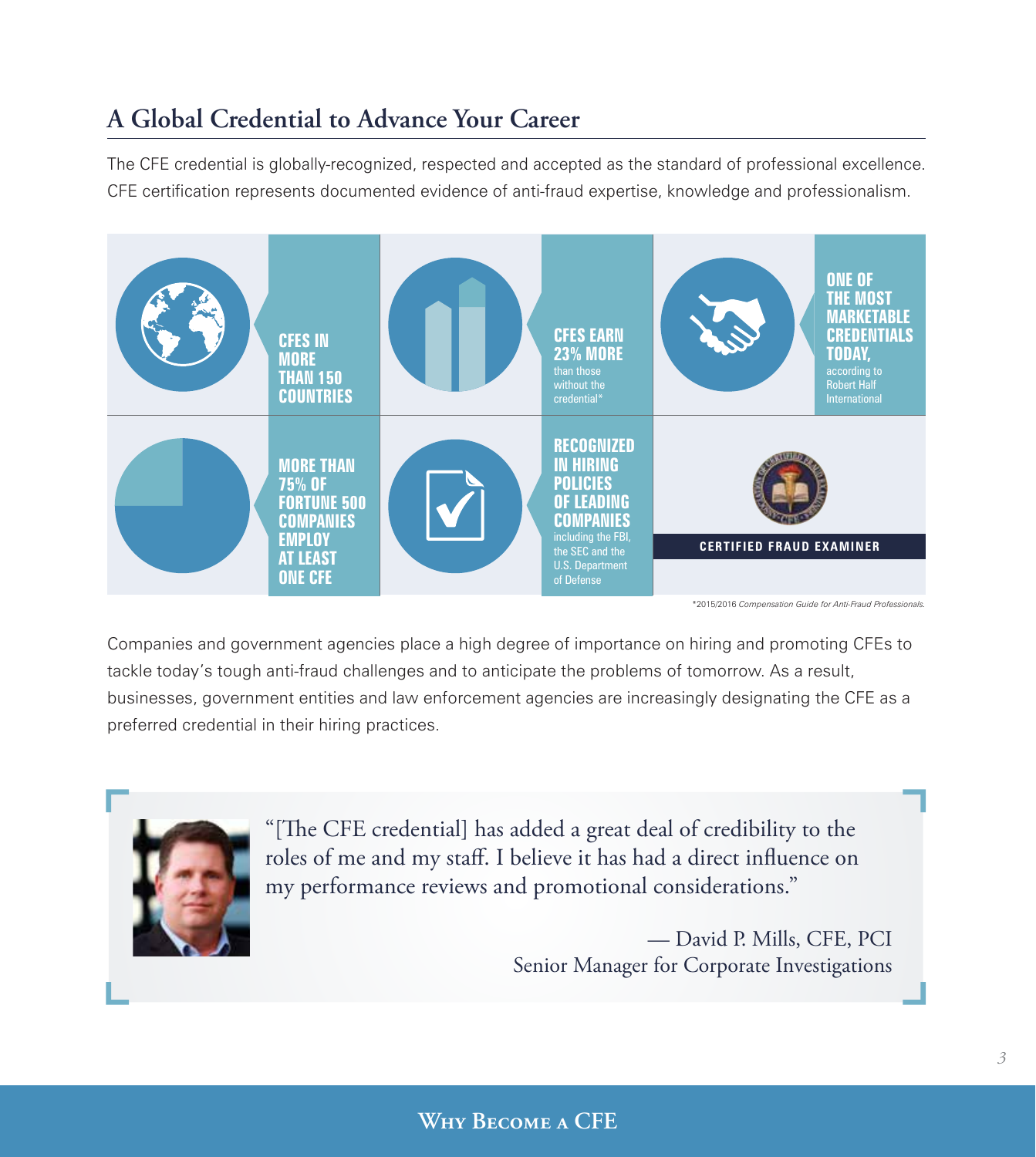## A Global Credential to Advance Your Career

The CFE credential is globally-recognized, respected and accepted as the standard of professional excellence. CFE certification represents documented evidence of anti-fraud expertise, knowledge and professionalism.

**CFES IN MORE THAN 150 COUNTRIES**

**CFES EARN 23% MORE** than those without the credential*

**ONE OF THE MOST MARKETABLE CREDENTIALS TODAY,** according to Robert Half International

**MORE THAN 75% OF FORTUNE 500 COMPANIES EMPLOY AT LEAST ONE CFE**

**RECOGNIZED IN HIRING POLICIES OF LEADING COMPANIES** including the FBI, the SEC and the U.S. Department of Defense

**CERTIFIED FRAUD EXAMINER**

*2015/2016 *Compensation Guide for Anti-Fraud Professionals.*

Companies and government agencies place a high degree of importance on hiring and promoting CFEs to tackle today's tough anti-fraud challenges and to anticipate the problems of tomorrow. As a result, businesses, government entities and law enforcement agencies are increasingly designating the CFE as a preferred credential in their hiring practices.

> "[The CFE credential] has added a great deal of credibility to the roles of me and my staff. I believe it has had a direct influence on my performance reviews and promotional considerations."
>
> — David P. Mills, CFE, PCI
> Senior Manager for Corporate Investigations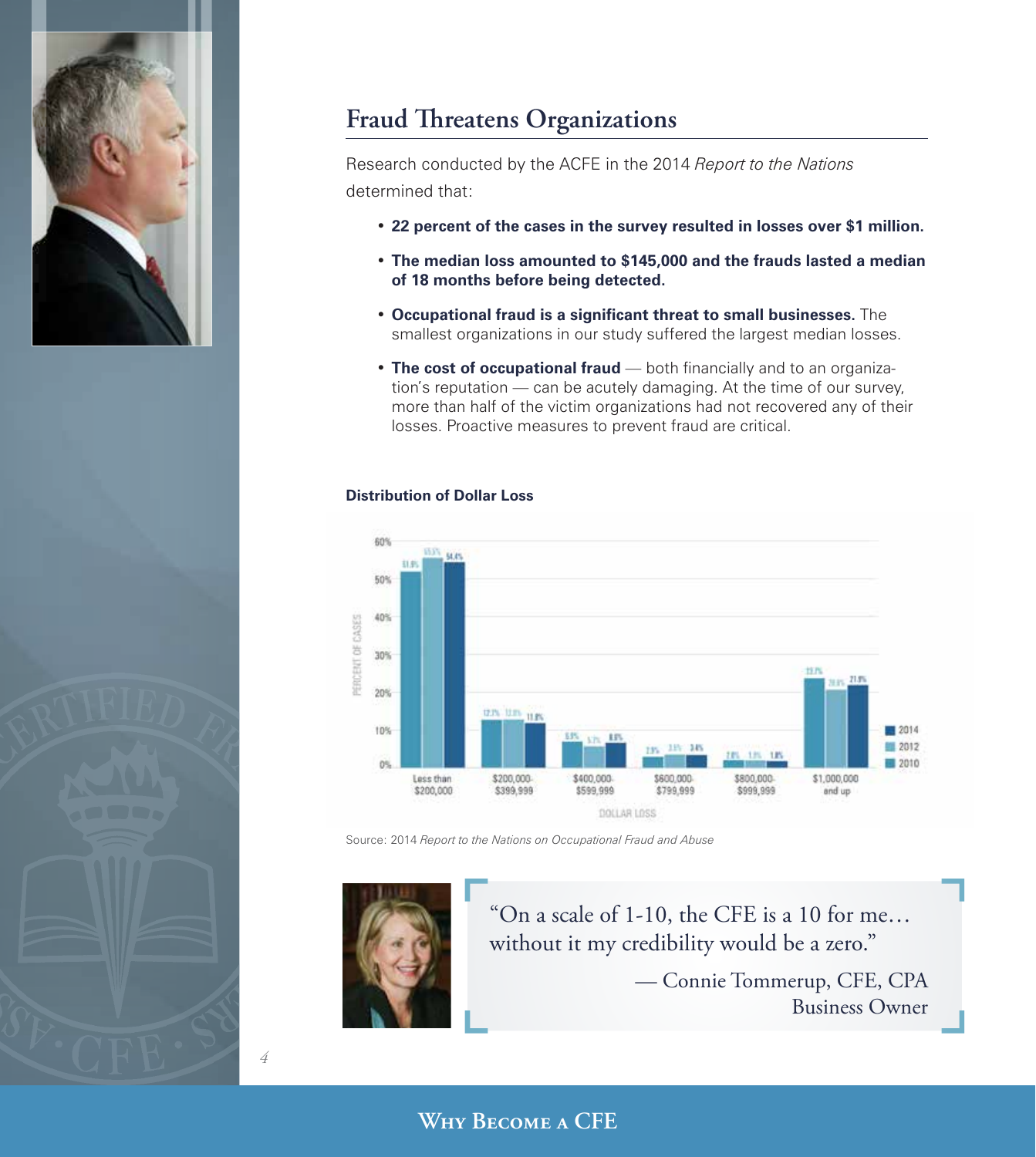## Fraud Threatens Organizations

Research conducted by the ACFE in the 2014 *Report to the Nations* determined that:

- **22 percent of the cases in the survey resulted in losses over $1 million.**
- **The median loss amounted to $145,000 and the frauds lasted a median of 18 months before being detected.**
- **Occupational fraud is a significant threat to small businesses.** The smallest organizations in our study suffered the largest median losses.
- **The cost of occupational fraud** — both financially and to an organization's reputation — can be acutely damaging. At the time of our survey, more than half of the victim organizations had not recovered any of their losses. Proactive measures to prevent fraud are critical.

**Distribution of Dollar Loss**

| Dollar Loss | 2010 | 2012 | 2014 |
|---|---|---|---|
| Less than $200,000 | 51.9% | 55.5% | 54.4% |
| $200,000-$399,999 | 12.7% | 12.8% | 11.8% |
| $400,000-$599,999 | 6.9% | 5.7% | 6.6% |
| $600,000-$799,999 | 2.9% | 3.3% | 3.4% |
| $800,000-$999,999 | 1.8% | 1.9% | 1.8% |
| $1,000,000 and up | 23.7% | 20.8% | 21.9% |

Source: 2014 *Report to the Nations on Occupational Fraud and Abuse*

"On a scale of 1-10, the CFE is a 10 for me… without it my credibility would be a zero."

— Connie Tommerup, CFE, CPA
Business Owner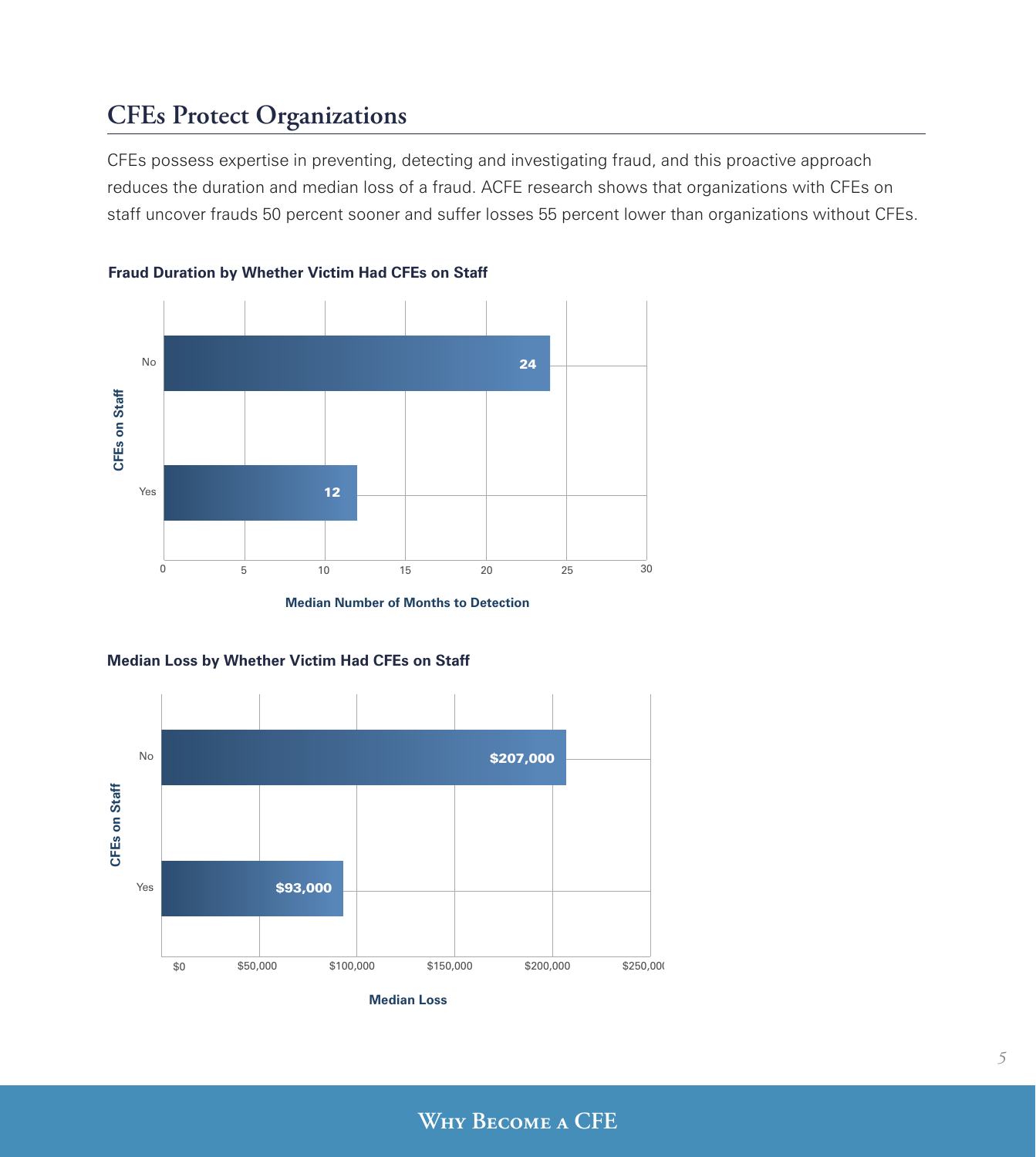## CFEs Protect Organizations

CFEs possess expertise in preventing, detecting and investigating fraud, and this proactive approach reduces the duration and median loss of a fraud. ACFE research shows that organizations with CFEs on staff uncover frauds 50 percent sooner and suffer losses 55 percent lower than organizations without CFEs.

**Fraud Duration by Whether Victim Had CFEs on Staff**

| CFEs on Staff | Median Number of Months to Detection |
|---|---|
| No | 24 |
| Yes | 12 |

**Median Loss by Whether Victim Had CFEs on Staff**

| CFEs on Staff | Median Loss |
|---|---|
| No | $207,000 |
| Yes | $93,000 |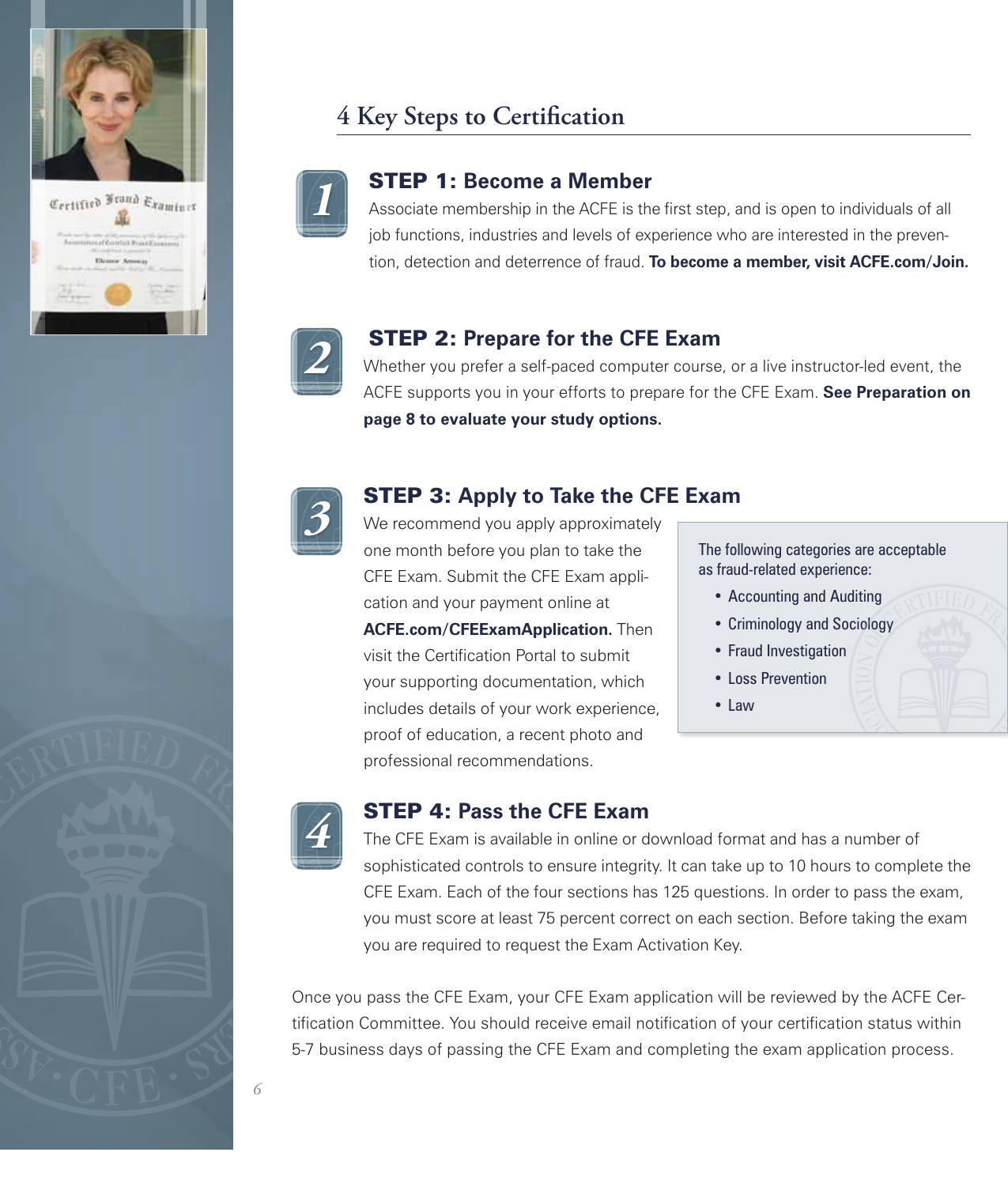## 4 Key Steps to Certification

### STEP 1: Become a Member

Associate membership in the ACFE is the first step, and is open to individuals of all job functions, industries and levels of experience who are interested in the prevention, detection and deterrence of fraud. **To become a member, visit ACFE.com/Join.**

### STEP 2: Prepare for the CFE Exam

Whether you prefer a self-paced computer course, or a live instructor-led event, the ACFE supports you in your efforts to prepare for the CFE Exam. **See Preparation on page 8 to evaluate your study options.**

### STEP 3: Apply to Take the CFE Exam

We recommend you apply approximately one month before you plan to take the CFE Exam. Submit the CFE Exam application and your payment online at **ACFE.com/CFEExamApplication.** Then visit the Certification Portal to submit your supporting documentation, which includes details of your work experience, proof of education, a recent photo and professional recommendations.

The following categories are acceptable as fraud-related experience:

- Accounting and Auditing
- Criminology and Sociology
- Fraud Investigation
- Loss Prevention
- Law

### STEP 4: Pass the CFE Exam

The CFE Exam is available in online or download format and has a number of sophisticated controls to ensure integrity. It can take up to 10 hours to complete the CFE Exam. Each of the four sections has 125 questions. In order to pass the exam, you must score at least 75 percent correct on each section. Before taking the exam you are required to request the Exam Activation Key.

Once you pass the CFE Exam, your CFE Exam application will be reviewed by the ACFE Certification Committee. You should receive email notification of your certification status within 5-7 business days of passing the CFE Exam and completing the exam application process.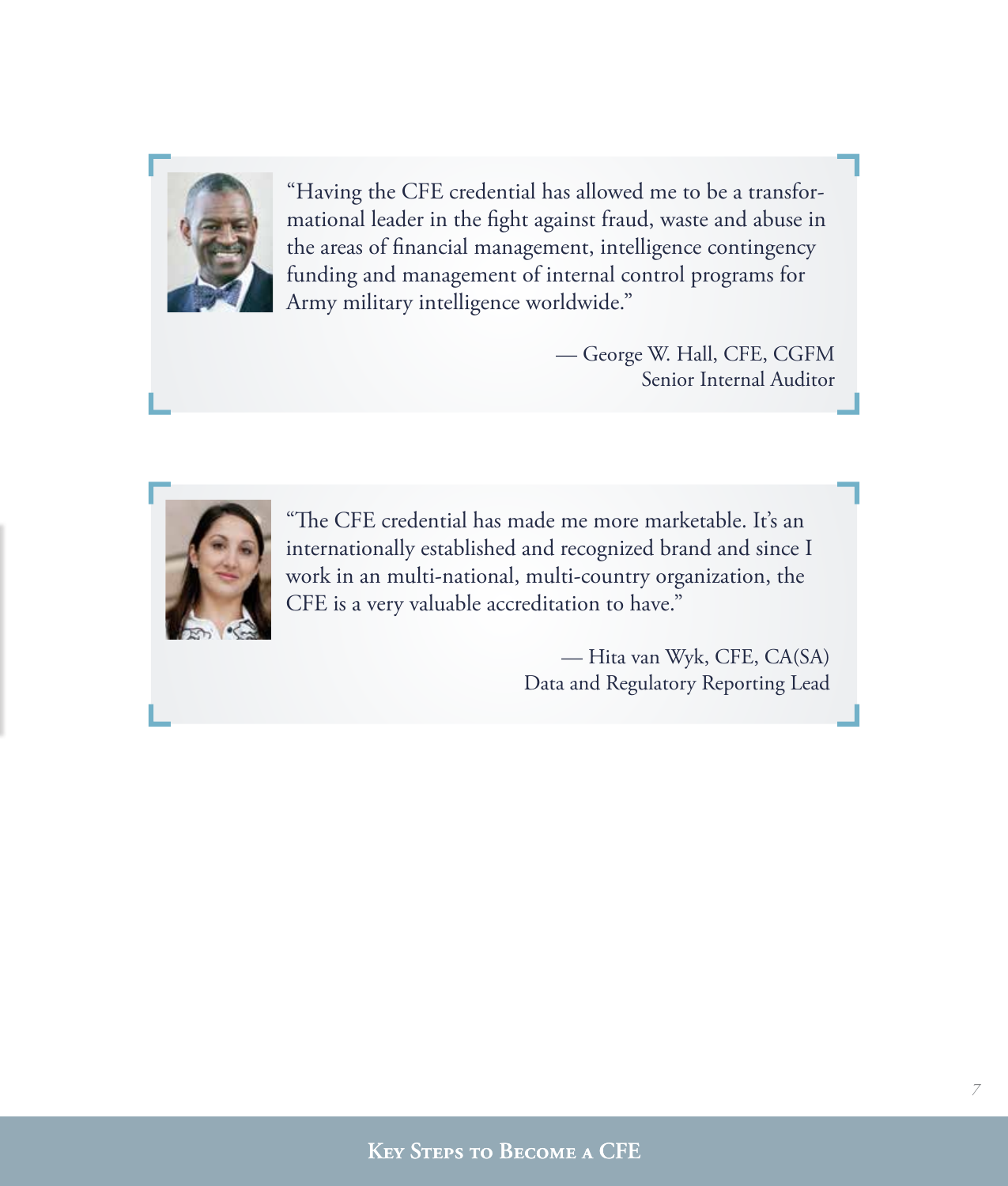"Having the CFE credential has allowed me to be a transformational leader in the fight against fraud, waste and abuse in the areas of financial management, intelligence contingency funding and management of internal control programs for Army military intelligence worldwide."

— George W. Hall, CFE, CGFM
Senior Internal Auditor

"The CFE credential has made me more marketable. It's an internationally established and recognized brand and since I work in an multi-national, multi-country organization, the CFE is a very valuable accreditation to have."

— Hita van Wyk, CFE, CA(SA)
Data and Regulatory Reporting Lead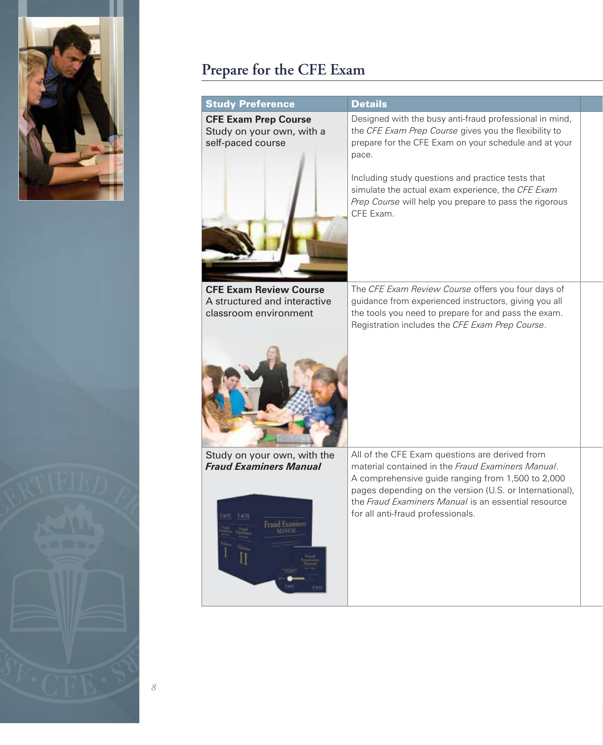## Prepare for the CFE Exam

| Study Preference | Details |
|---|---|
| **CFE Exam Prep Course**<br>Study on your own, with a self-paced course | Designed with the busy anti-fraud professional in mind, the *CFE Exam Prep Course* gives you the flexibility to prepare for the CFE Exam on your schedule and at your pace.<br><br>Including study questions and practice tests that simulate the actual exam experience, the *CFE Exam Prep Course* will help you prepare to pass the rigorous CFE Exam. |
| **CFE Exam Review Course**<br>A structured and interactive classroom environment | The *CFE Exam Review Course* offers you four days of guidance from experienced instructors, giving you all the tools you need to prepare for and pass the exam. Registration includes the *CFE Exam Prep Course*. |
| Study on your own, with the ***Fraud Examiners Manual*** | All of the CFE Exam questions are derived from material contained in the *Fraud Examiners Manual*. A comprehensive guide ranging from 1,500 to 2,000 pages depending on the version (U.S. or International), the *Fraud Examiners Manual* is an essential resource for all anti-fraud professionals. |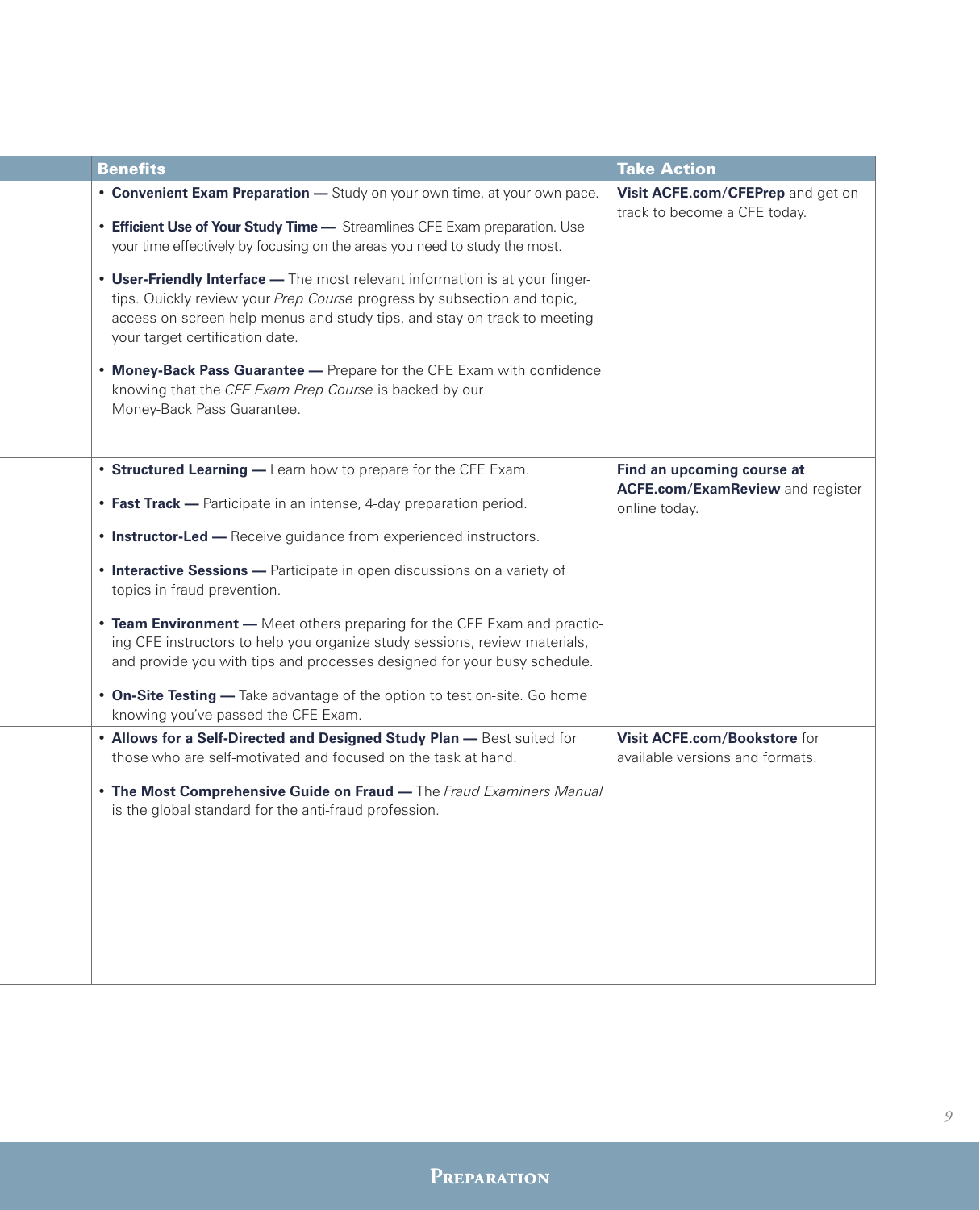| | Benefits | Take Action |
|---|---|---|
| | • **Convenient Exam Preparation —** Study on your own time, at your own pace.<br><br>• **Efficient Use of Your Study Time —** Streamlines CFE Exam preparation. Use your time effectively by focusing on the areas you need to study the most.<br><br>• **User-Friendly Interface —** The most relevant information is at your fingertips. Quickly review your *Prep Course* progress by subsection and topic, access on-screen help menus and study tips, and stay on track to meeting your target certification date.<br><br>• **Money-Back Pass Guarantee —** Prepare for the CFE Exam with confidence knowing that the *CFE Exam Prep Course* is backed by our Money-Back Pass Guarantee. | **Visit ACFE.com/CFEPrep** and get on track to become a CFE today. |
| | • **Structured Learning —** Learn how to prepare for the CFE Exam.<br><br>• **Fast Track —** Participate in an intense, 4-day preparation period.<br><br>• **Instructor-Led —** Receive guidance from experienced instructors.<br><br>• **Interactive Sessions —** Participate in open discussions on a variety of topics in fraud prevention.<br><br>• **Team Environment —** Meet others preparing for the CFE Exam and practicing CFE instructors to help you organize study sessions, review materials, and provide you with tips and processes designed for your busy schedule.<br><br>• **On-Site Testing —** Take advantage of the option to test on-site. Go home knowing you've passed the CFE Exam. | **Find an upcoming course at ACFE.com/ExamReview** and register online today. |
| | • **Allows for a Self-Directed and Designed Study Plan —** Best suited for those who are self-motivated and focused on the task at hand.<br><br>• **The Most Comprehensive Guide on Fraud —** The *Fraud Examiners Manual* is the global standard for the anti-fraud profession. | **Visit ACFE.com/Bookstore** for available versions and formats. |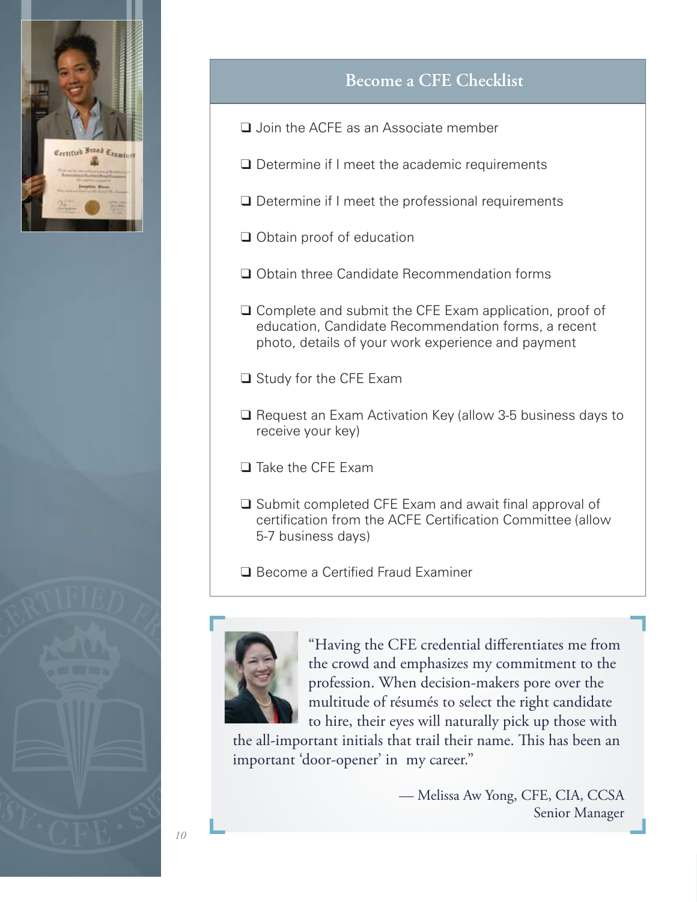## Become a CFE Checklist

- ❑ Join the ACFE as an Associate member
- ❑ Determine if I meet the academic requirements
- ❑ Determine if I meet the professional requirements
- ❑ Obtain proof of education
- ❑ Obtain three Candidate Recommendation forms
- ❑ Complete and submit the CFE Exam application, proof of education, Candidate Recommendation forms, a recent photo, details of your work experience and payment
- ❑ Study for the CFE Exam
- ❑ Request an Exam Activation Key (allow 3-5 business days to receive your key)
- ❑ Take the CFE Exam
- ❑ Submit completed CFE Exam and await final approval of certification from the ACFE Certification Committee (allow 5-7 business days)
- ❑ Become a Certified Fraud Examiner

"Having the CFE credential differentiates me from the crowd and emphasizes my commitment to the profession. When decision-makers pore over the multitude of résumés to select the right candidate to hire, their eyes will naturally pick up those with the all-important initials that trail their name. This has been an important 'door-opener' in my career."

— Melissa Aw Yong, CFE, CIA, CCSA
Senior Manager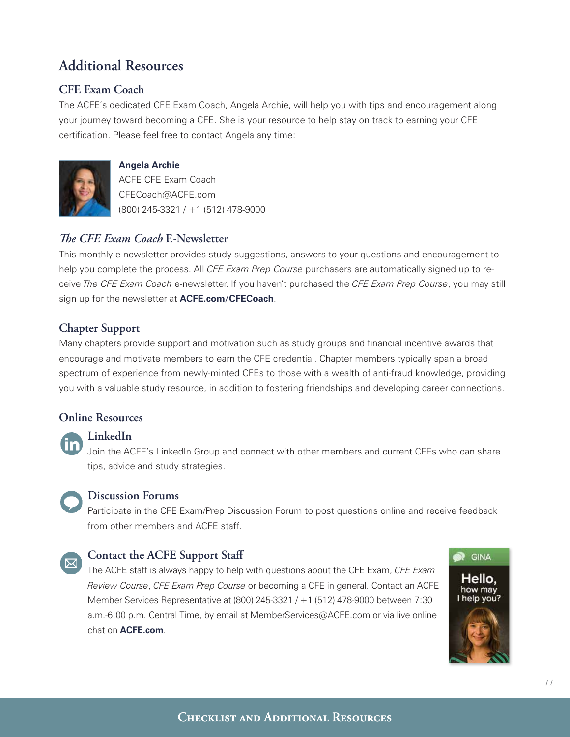## Additional Resources

### CFE Exam Coach

The ACFE's dedicated CFE Exam Coach, Angela Archie, will help you with tips and encouragement along your journey toward becoming a CFE. She is your resource to help stay on track to earning your CFE certification. Please feel free to contact Angela any time:

**Angela Archie**
ACFE CFE Exam Coach
CFECoach@ACFE.com
(800) 245-3321 / +1 (512) 478-9000

### *The CFE Exam Coach* E-Newsletter

This monthly e-newsletter provides study suggestions, answers to your questions and encouragement to help you complete the process. All *CFE Exam Prep Course* purchasers are automatically signed up to receive *The CFE Exam Coach* e-newsletter. If you haven't purchased the *CFE Exam Prep Course*, you may still sign up for the newsletter at **ACFE.com/CFECoach**.

### Chapter Support

Many chapters provide support and motivation such as study groups and financial incentive awards that encourage and motivate members to earn the CFE credential. Chapter members typically span a broad spectrum of experience from newly-minted CFEs to those with a wealth of anti-fraud knowledge, providing you with a valuable study resource, in addition to fostering friendships and developing career connections.

### Online Resources

#### LinkedIn

Join the ACFE's LinkedIn Group and connect with other members and current CFEs who can share tips, advice and study strategies.

#### Discussion Forums

Participate in the CFE Exam/Prep Discussion Forum to post questions online and receive feedback from other members and ACFE staff.

#### Contact the ACFE Support Staff

The ACFE staff is always happy to help with questions about the CFE Exam, *CFE Exam Review Course*, *CFE Exam Prep Course* or becoming a CFE in general. Contact an ACFE Member Services Representative at (800) 245-3321 / +1 (512) 478-9000 between 7:30 a.m.-6:00 p.m. Central Time, by email at MemberServices@ACFE.com or via live online chat on **ACFE.com**.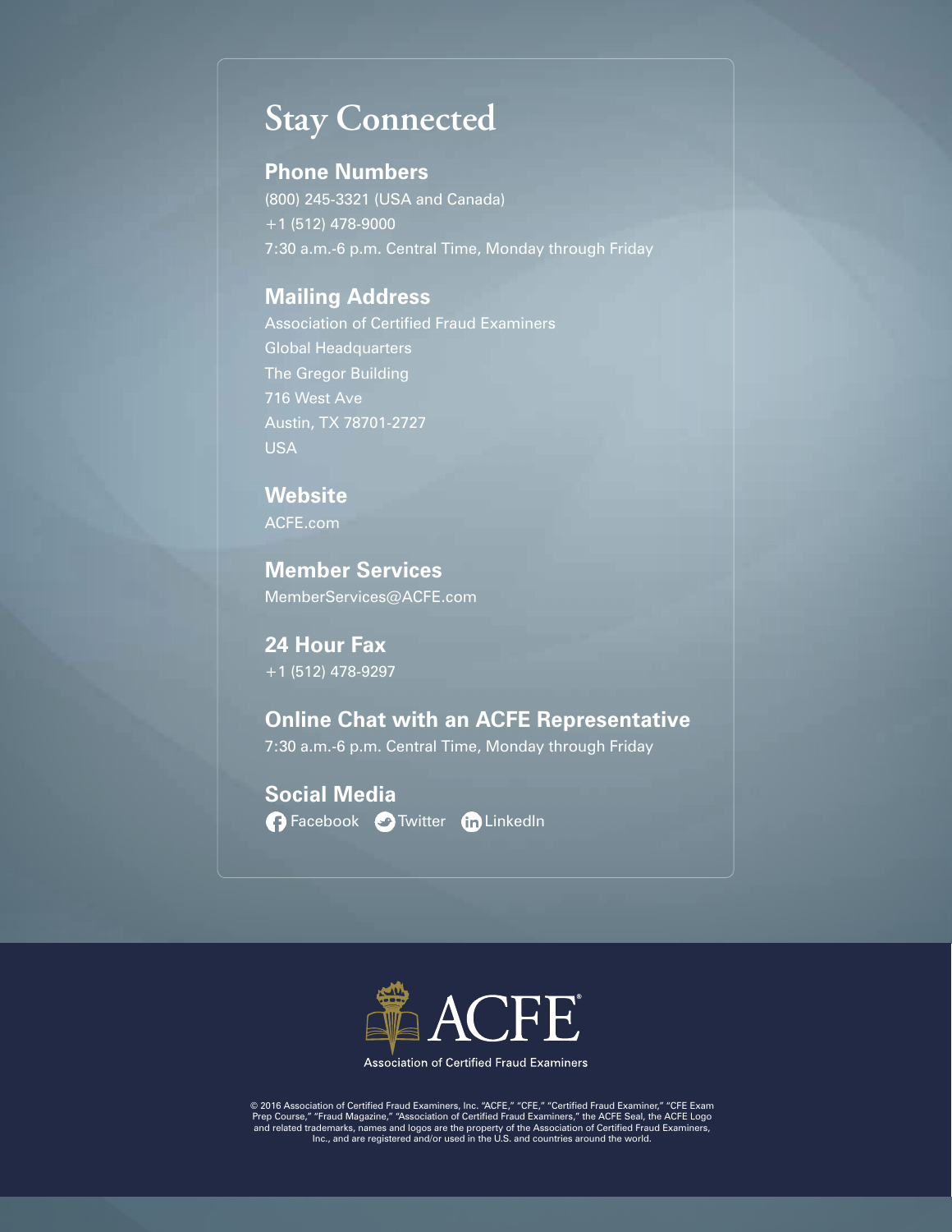# Stay Connected

## Phone Numbers

(800) 245-3321 (USA and Canada)
+1 (512) 478-9000
7:30 a.m.-6 p.m. Central Time, Monday through Friday

## Mailing Address

Association of Certified Fraud Examiners
Global Headquarters
The Gregor Building
716 West Ave
Austin, TX 78701-2727
USA

## Website

ACFE.com

## Member Services

MemberServices@ACFE.com

## 24 Hour Fax

+1 (512) 478-9297

## Online Chat with an ACFE Representative

7:30 a.m.-6 p.m. Central Time, Monday through Friday

## Social Media

Facebook Twitter LinkedIn

ACFE®
Association of Certified Fraud Examiners

© 2016 Association of Certified Fraud Examiners, Inc. "ACFE," "CFE," "Certified Fraud Examiner," "CFE Exam Prep Course," "Fraud Magazine," "Association of Certified Fraud Examiners," the ACFE Seal, the ACFE Logo and related trademarks, names and logos are the property of the Association of Certified Fraud Examiners, Inc., and are registered and/or used in the U.S. and countries around the world.